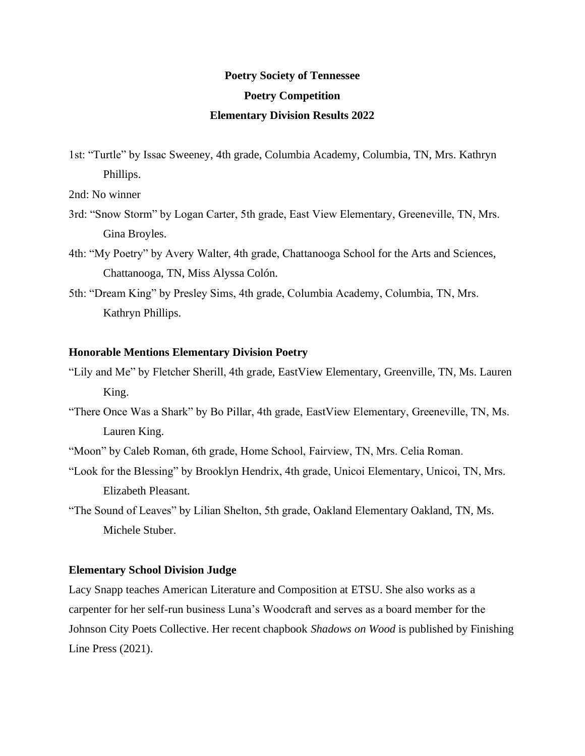# Poetry Society of Tennessee

## Poetry Competition

## Elementary Division Results 2022

1st: "Turtle" by Issac Sweeney, 4th grade, Columbia Academy, Columbia, TN, Mrs. Kathryn Phillips.

2nd: No winner

3rd: "Snow Storm" by Logan Carter, 5th grade, East View Elementary, Greeneville, TN, Mrs. Gina Broyles.

4th: "My Poetry" by Avery Walter, 4th grade, Chattanooga School for the Arts and Sciences, Chattanooga, TN, Miss Alyssa Colón.

5th: "Dream King" by Presley Sims, 4th grade, Columbia Academy, Columbia, TN, Mrs. Kathryn Phillips.

### Honorable Mentions Elementary Division Poetry

"Lily and Me" by Fletcher Sherill, 4th grade, EastView Elementary, Greenville, TN, Ms. Lauren King.

"There Once Was a Shark" by Bo Pillar, 4th grade, EastView Elementary, Greeneville, TN, Ms. Lauren King.

"Moon" by Caleb Roman, 6th grade, Home School, Fairview, TN, Mrs. Celia Roman.

"Look for the Blessing" by Brooklyn Hendrix, 4th grade, Unicoi Elementary, Unicoi, TN, Mrs. Elizabeth Pleasant.

"The Sound of Leaves" by Lilian Shelton, 5th grade, Oakland Elementary Oakland, TN, Ms. Michele Stuber.

### Elementary School Division Judge

Lacy Snapp teaches American Literature and Composition at ETSU. She also works as a carpenter for her self-run business Luna's Woodcraft and serves as a board member for the Johnson City Poets Collective. Her recent chapbook *Shadows on Wood* is published by Finishing Line Press (2021).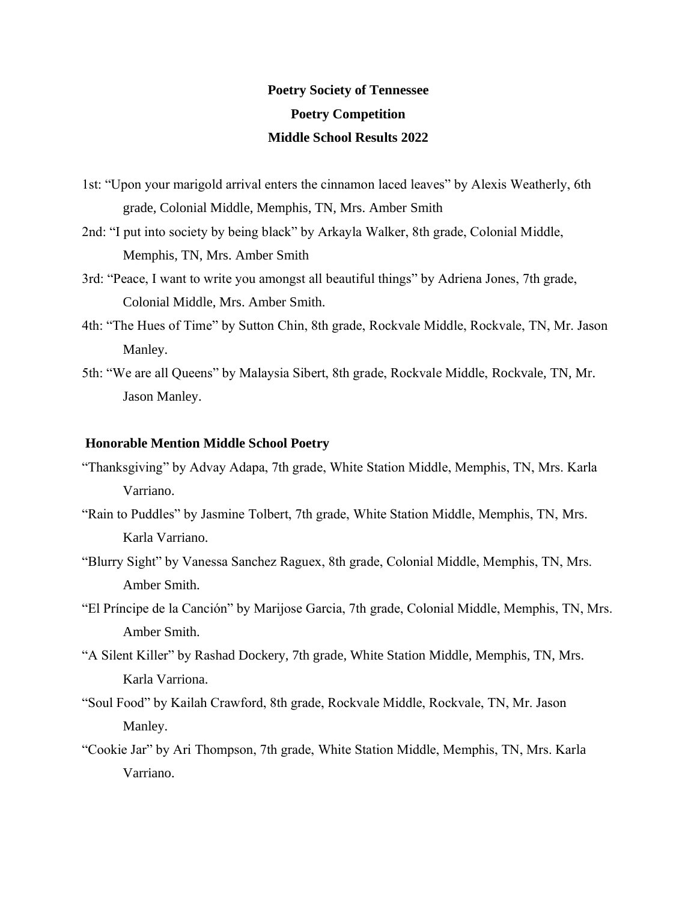**Poetry Society of Tennessee**

**Poetry Competition**

**Middle School Results 2022**

1st: "Upon your marigold arrival enters the cinnamon laced leaves" by Alexis Weatherly, 6th grade, Colonial Middle, Memphis, TN, Mrs. Amber Smith

2nd: "I put into society by being black" by Arkayla Walker, 8th grade, Colonial Middle, Memphis, TN, Mrs. Amber Smith

3rd: "Peace, I want to write you amongst all beautiful things" by Adriena Jones, 7th grade, Colonial Middle, Mrs. Amber Smith.

4th: "The Hues of Time" by Sutton Chin, 8th grade, Rockvale Middle, Rockvale, TN, Mr. Jason Manley.

5th: "We are all Queens" by Malaysia Sibert, 8th grade, Rockvale Middle, Rockvale, TN, Mr. Jason Manley.

**Honorable Mention Middle School Poetry**

"Thanksgiving" by Advay Adapa, 7th grade, White Station Middle, Memphis, TN, Mrs. Karla Varriano.

"Rain to Puddles" by Jasmine Tolbert, 7th grade, White Station Middle, Memphis, TN, Mrs. Karla Varriano.

"Blurry Sight" by Vanessa Sanchez Raguex, 8th grade, Colonial Middle, Memphis, TN, Mrs. Amber Smith.

"El Príncipe de la Canción" by Marijose Garcia, 7th grade, Colonial Middle, Memphis, TN, Mrs. Amber Smith.

"A Silent Killer" by Rashad Dockery, 7th grade, White Station Middle, Memphis, TN, Mrs. Karla Varriona.

"Soul Food" by Kailah Crawford, 8th grade, Rockvale Middle, Rockvale, TN, Mr. Jason Manley.

"Cookie Jar" by Ari Thompson, 7th grade, White Station Middle, Memphis, TN, Mrs. Karla Varriano.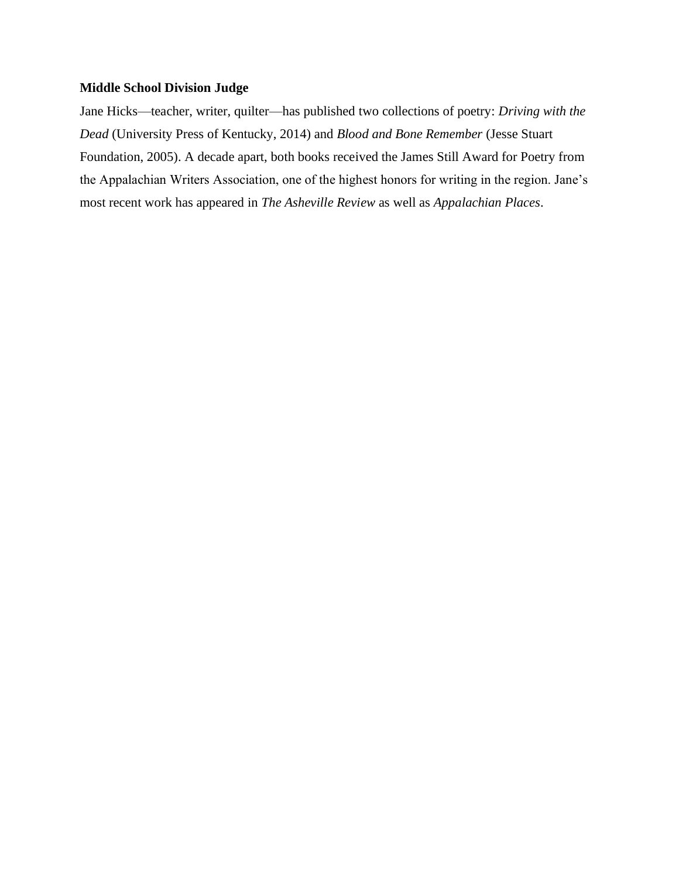**Middle School Division Judge**

Jane Hicks—teacher, writer, quilter—has published two collections of poetry: *Driving with the Dead* (University Press of Kentucky, 2014) and *Blood and Bone Remember* (Jesse Stuart Foundation, 2005). A decade apart, both books received the James Still Award for Poetry from the Appalachian Writers Association, one of the highest honors for writing in the region. Jane's most recent work has appeared in *The Asheville Review* as well as *Appalachian Places*.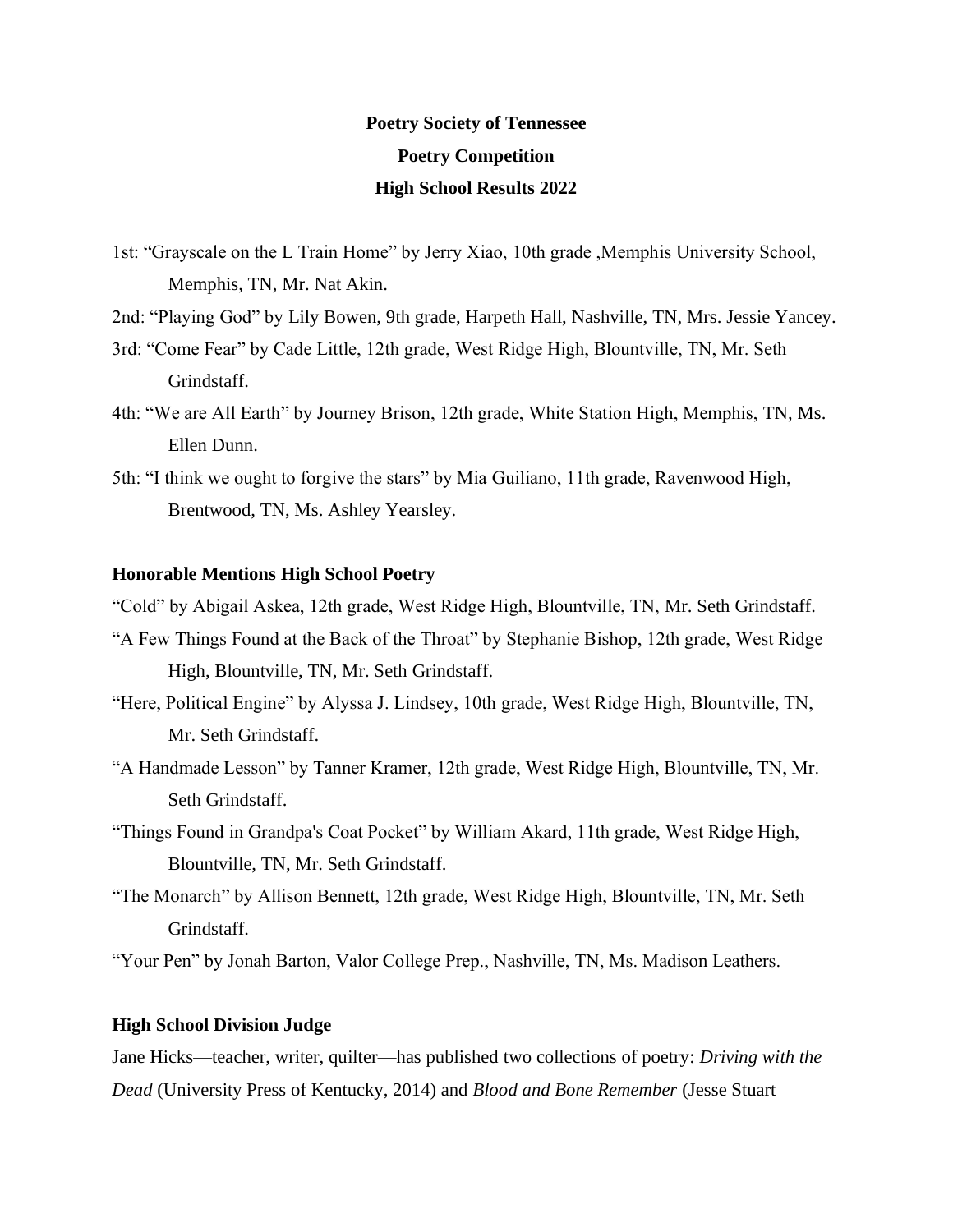**Poetry Society of Tennessee**

**Poetry Competition**

**High School Results 2022**

1st: "Grayscale on the L Train Home" by Jerry Xiao, 10th grade ,Memphis University School, Memphis, TN, Mr. Nat Akin.

2nd: "Playing God" by Lily Bowen, 9th grade, Harpeth Hall, Nashville, TN, Mrs. Jessie Yancey.

3rd: "Come Fear" by Cade Little, 12th grade, West Ridge High, Blountville, TN, Mr. Seth Grindstaff.

4th: "We are All Earth" by Journey Brison, 12th grade, White Station High, Memphis, TN, Ms. Ellen Dunn.

5th: "I think we ought to forgive the stars" by Mia Guiliano, 11th grade, Ravenwood High, Brentwood, TN, Ms. Ashley Yearsley.

**Honorable Mentions High School Poetry**

"Cold" by Abigail Askea, 12th grade, West Ridge High, Blountville, TN, Mr. Seth Grindstaff.

"A Few Things Found at the Back of the Throat" by Stephanie Bishop, 12th grade, West Ridge High, Blountville, TN, Mr. Seth Grindstaff.

"Here, Political Engine" by Alyssa J. Lindsey, 10th grade, West Ridge High, Blountville, TN, Mr. Seth Grindstaff.

"A Handmade Lesson" by Tanner Kramer, 12th grade, West Ridge High, Blountville, TN, Mr. Seth Grindstaff.

"Things Found in Grandpa's Coat Pocket" by William Akard, 11th grade, West Ridge High, Blountville, TN, Mr. Seth Grindstaff.

"The Monarch" by Allison Bennett, 12th grade, West Ridge High, Blountville, TN, Mr. Seth Grindstaff.

"Your Pen" by Jonah Barton, Valor College Prep., Nashville, TN, Ms. Madison Leathers.

**High School Division Judge**

Jane Hicks—teacher, writer, quilter—has published two collections of poetry: *Driving with the Dead* (University Press of Kentucky, 2014) and *Blood and Bone Remember* (Jesse Stuart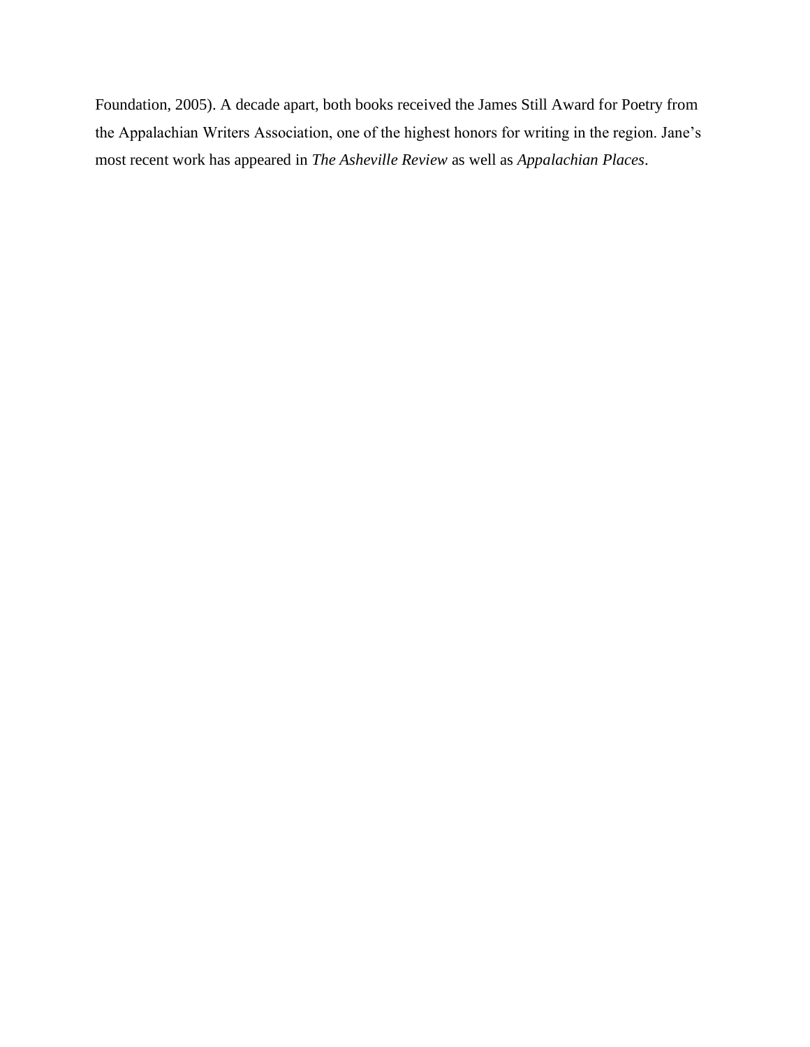Foundation, 2005). A decade apart, both books received the James Still Award for Poetry from the Appalachian Writers Association, one of the highest honors for writing in the region. Jane's most recent work has appeared in *The Asheville Review* as well as *Appalachian Places*.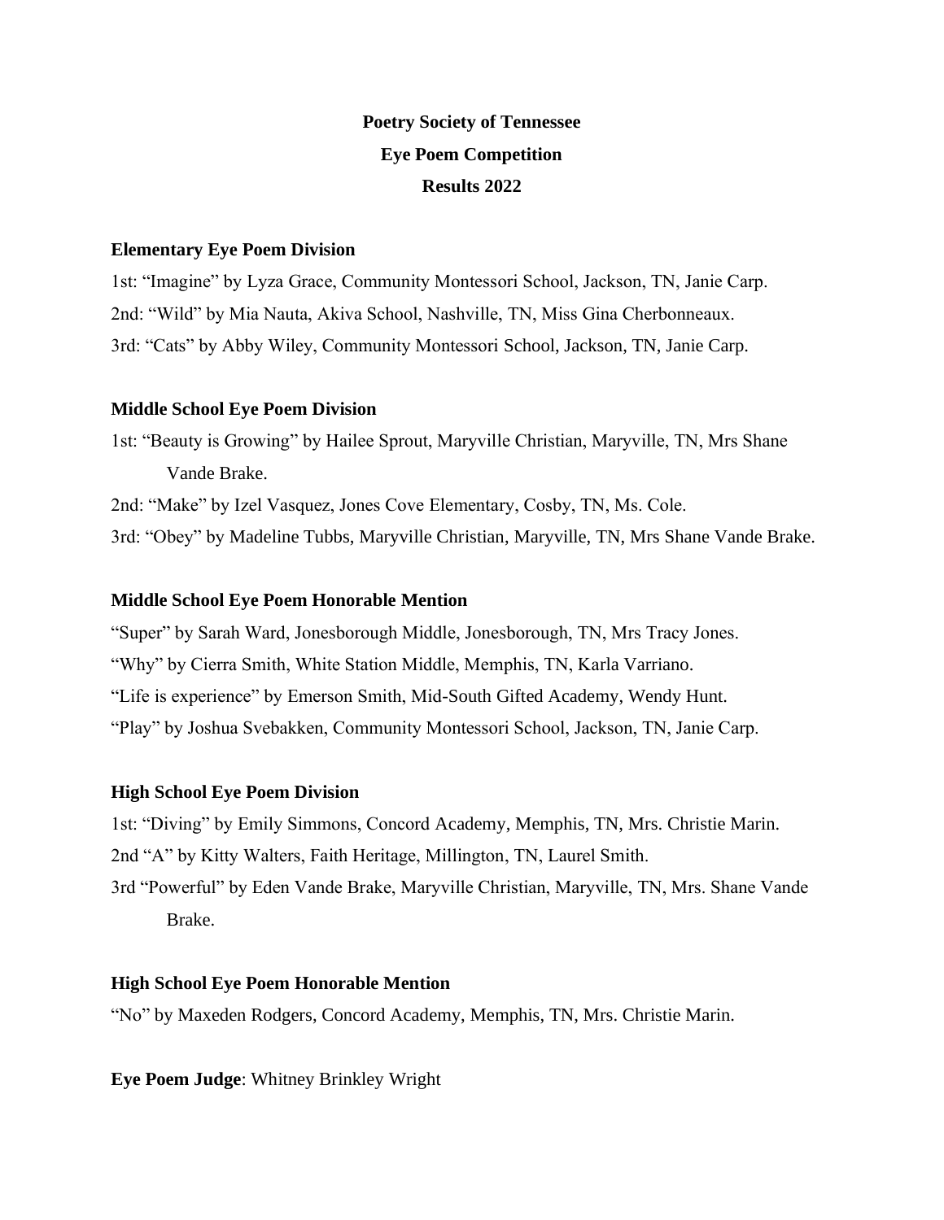**Poetry Society of Tennessee**

**Eye Poem Competition**

**Results 2022**

**Elementary Eye Poem Division**

1st: "Imagine" by Lyza Grace, Community Montessori School, Jackson, TN, Janie Carp.

2nd: "Wild" by Mia Nauta, Akiva School, Nashville, TN, Miss Gina Cherbonneaux.

3rd: "Cats" by Abby Wiley, Community Montessori School, Jackson, TN, Janie Carp.

**Middle School Eye Poem Division**

1st: "Beauty is Growing" by Hailee Sprout, Maryville Christian, Maryville, TN, Mrs Shane Vande Brake.

2nd: "Make" by Izel Vasquez, Jones Cove Elementary, Cosby, TN, Ms. Cole.

3rd: "Obey" by Madeline Tubbs, Maryville Christian, Maryville, TN, Mrs Shane Vande Brake.

**Middle School Eye Poem Honorable Mention**

"Super" by Sarah Ward, Jonesborough Middle, Jonesborough, TN, Mrs Tracy Jones.

"Why" by Cierra Smith, White Station Middle, Memphis, TN, Karla Varriano.

"Life is experience" by Emerson Smith, Mid-South Gifted Academy, Wendy Hunt.

"Play" by Joshua Svebakken, Community Montessori School, Jackson, TN, Janie Carp.

**High School Eye Poem Division**

1st: "Diving" by Emily Simmons, Concord Academy, Memphis, TN, Mrs. Christie Marin.

2nd "A" by Kitty Walters, Faith Heritage, Millington, TN, Laurel Smith.

3rd "Powerful" by Eden Vande Brake, Maryville Christian, Maryville, TN, Mrs. Shane Vande Brake.

**High School Eye Poem Honorable Mention**

"No" by Maxeden Rodgers, Concord Academy, Memphis, TN, Mrs. Christie Marin.

**Eye Poem Judge**: Whitney Brinkley Wright